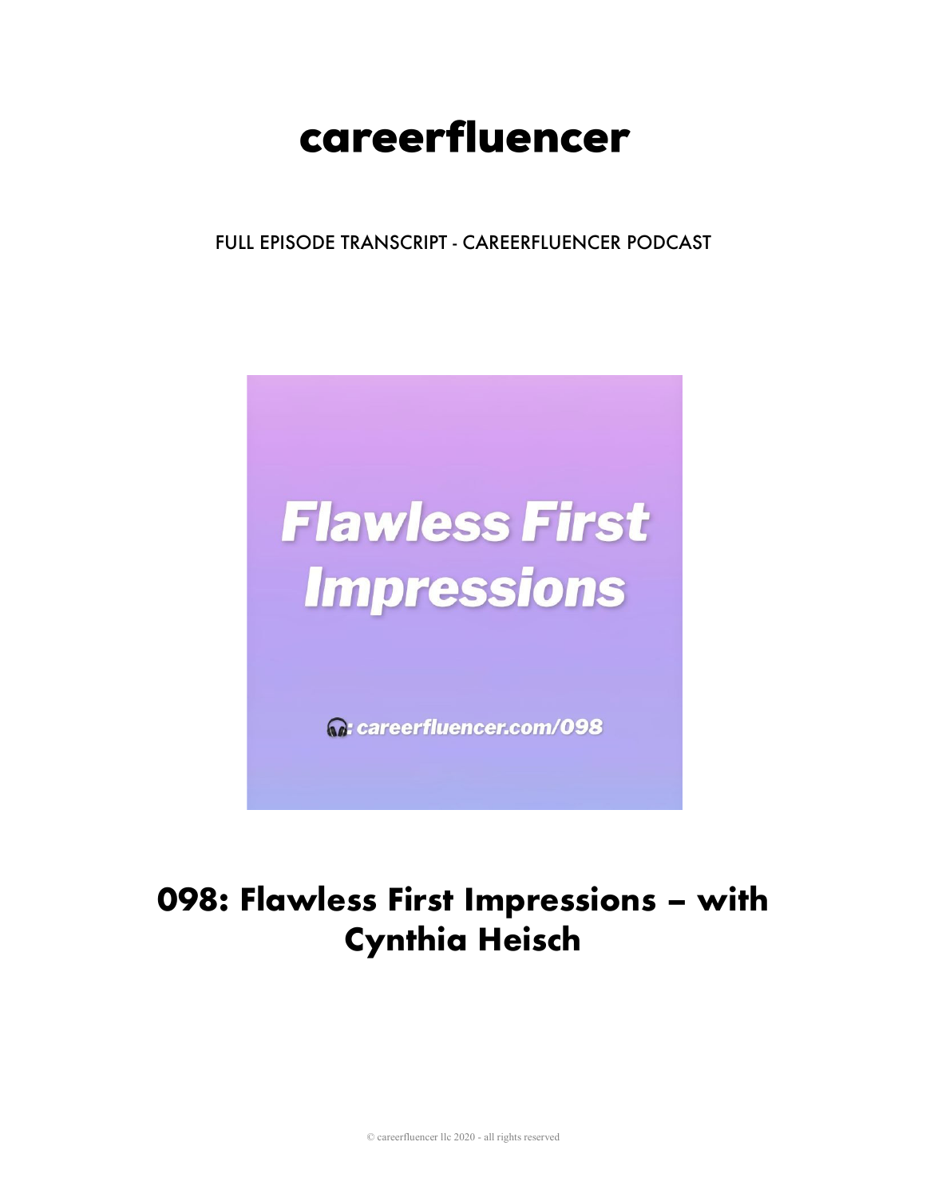# careerfluencer

FULL EPISODE TRANSCRIPT - CAREERFLUENCER PODCAST

Flawless First Impressions

careerfluencer.com/098

## 098: Flawless First Impressions – with Cynthia Heisch

© careerfluencer llc 2020 - all rights reserved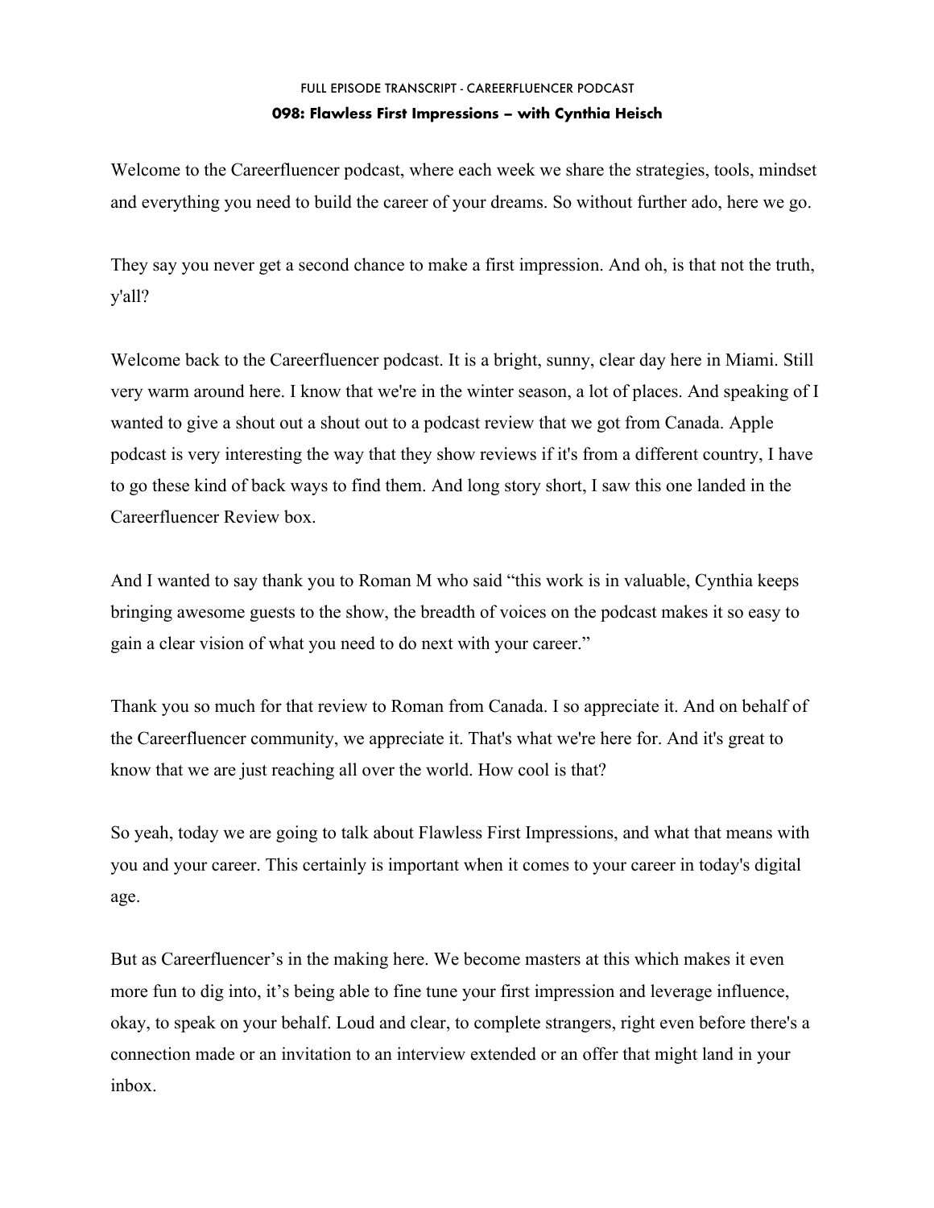FULL EPISODE TRANSCRIPT - CAREERFLUENCER PODCAST

**098: Flawless First Impressions – with Cynthia Heisch**

Welcome to the Careerfluencer podcast, where each week we share the strategies, tools, mindset and everything you need to build the career of your dreams. So without further ado, here we go.

They say you never get a second chance to make a first impression. And oh, is that not the truth, y'all?

Welcome back to the Careerfluencer podcast. It is a bright, sunny, clear day here in Miami. Still very warm around here. I know that we're in the winter season, a lot of places. And speaking of I wanted to give a shout out a shout out to a podcast review that we got from Canada. Apple podcast is very interesting the way that they show reviews if it's from a different country, I have to go these kind of back ways to find them. And long story short, I saw this one landed in the Careerfluencer Review box.

And I wanted to say thank you to Roman M who said "this work is in valuable, Cynthia keeps bringing awesome guests to the show, the breadth of voices on the podcast makes it so easy to gain a clear vision of what you need to do next with your career."

Thank you so much for that review to Roman from Canada. I so appreciate it. And on behalf of the Careerfluencer community, we appreciate it. That's what we're here for. And it's great to know that we are just reaching all over the world. How cool is that?

So yeah, today we are going to talk about Flawless First Impressions, and what that means with you and your career. This certainly is important when it comes to your career in today's digital age.

But as Careerfluencer's in the making here. We become masters at this which makes it even more fun to dig into, it's being able to fine tune your first impression and leverage influence, okay, to speak on your behalf. Loud and clear, to complete strangers, right even before there's a connection made or an invitation to an interview extended or an offer that might land in your inbox.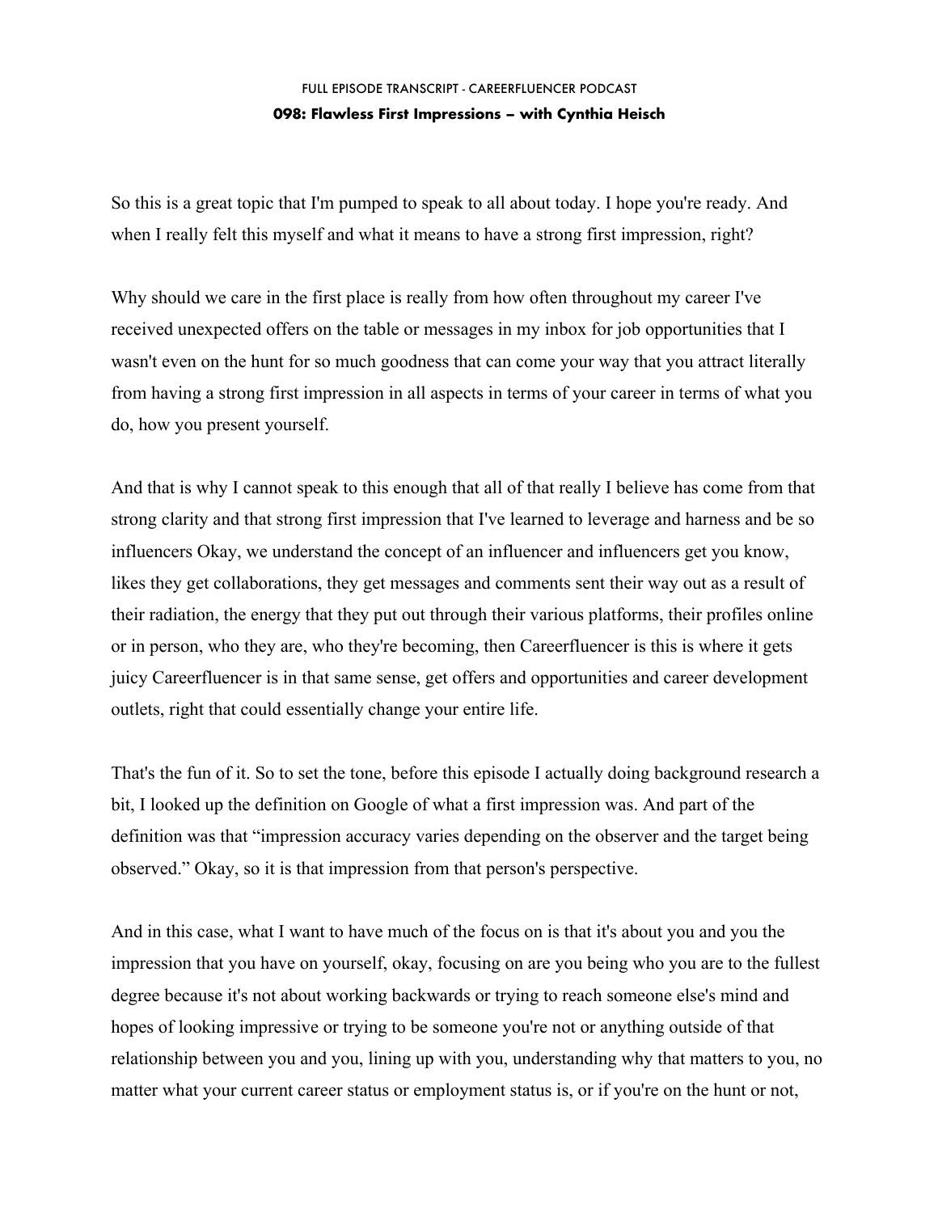So this is a great topic that I'm pumped to speak to all about today. I hope you're ready. And when I really felt this myself and what it means to have a strong first impression, right?

Why should we care in the first place is really from how often throughout my career I've received unexpected offers on the table or messages in my inbox for job opportunities that I wasn't even on the hunt for so much goodness that can come your way that you attract literally from having a strong first impression in all aspects in terms of your career in terms of what you do, how you present yourself.

And that is why I cannot speak to this enough that all of that really I believe has come from that strong clarity and that strong first impression that I've learned to leverage and harness and be so influencers Okay, we understand the concept of an influencer and influencers get you know, likes they get collaborations, they get messages and comments sent their way out as a result of their radiation, the energy that they put out through their various platforms, their profiles online or in person, who they are, who they're becoming, then Careerfluencer is this is where it gets juicy Careerfluencer is in that same sense, get offers and opportunities and career development outlets, right that could essentially change your entire life.

That's the fun of it. So to set the tone, before this episode I actually doing background research a bit, I looked up the definition on Google of what a first impression was. And part of the definition was that "impression accuracy varies depending on the observer and the target being observed." Okay, so it is that impression from that person's perspective.

And in this case, what I want to have much of the focus on is that it's about you and you the impression that you have on yourself, okay, focusing on are you being who you are to the fullest degree because it's not about working backwards or trying to reach someone else's mind and hopes of looking impressive or trying to be someone you're not or anything outside of that relationship between you and you, lining up with you, understanding why that matters to you, no matter what your current career status or employment status is, or if you're on the hunt or not,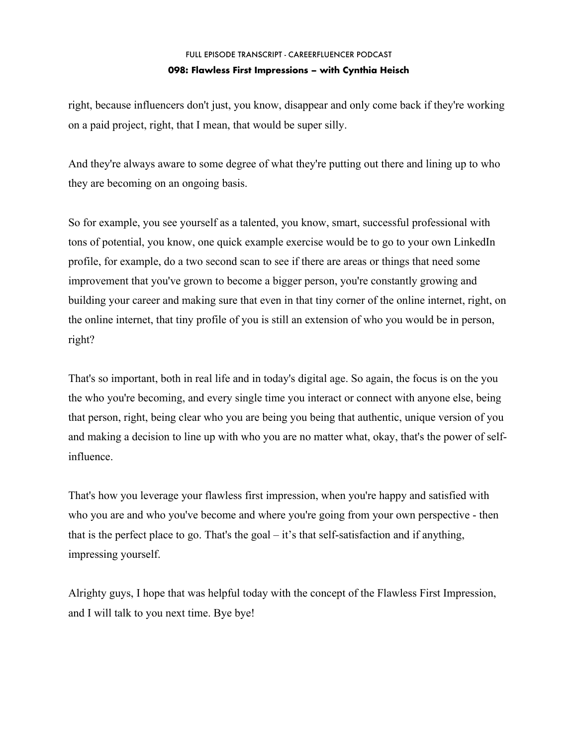right, because influencers don't just, you know, disappear and only come back if they're working on a paid project, right, that I mean, that would be super silly.

And they're always aware to some degree of what they're putting out there and lining up to who they are becoming on an ongoing basis.

So for example, you see yourself as a talented, you know, smart, successful professional with tons of potential, you know, one quick example exercise would be to go to your own LinkedIn profile, for example, do a two second scan to see if there are areas or things that need some improvement that you've grown to become a bigger person, you're constantly growing and building your career and making sure that even in that tiny corner of the online internet, right, on the online internet, that tiny profile of you is still an extension of who you would be in person, right?

That's so important, both in real life and in today's digital age. So again, the focus is on the you the who you're becoming, and every single time you interact or connect with anyone else, being that person, right, being clear who you are being you being that authentic, unique version of you and making a decision to line up with who you are no matter what, okay, that's the power of self-influence.

That's how you leverage your flawless first impression, when you're happy and satisfied with who you are and who you've become and where you're going from your own perspective - then that is the perfect place to go. That's the goal – it's that self-satisfaction and if anything, impressing yourself.

Alrighty guys, I hope that was helpful today with the concept of the Flawless First Impression, and I will talk to you next time. Bye bye!